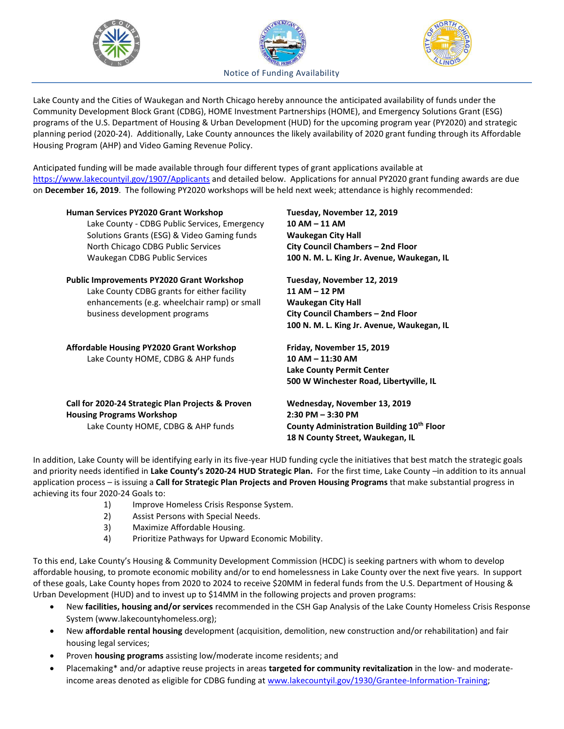Notice of Funding Availability

Lake County and the Cities of Waukegan and North Chicago hereby announce the anticipated availability of funds under the Community Development Block Grant (CDBG), HOME Investment Partnerships (HOME), and Emergency Solutions Grant (ESG) programs of the U.S. Department of Housing & Urban Development (HUD) for the upcoming program year (PY2020) and strategic planning period (2020-24). Additionally, Lake County announces the likely availability of 2020 grant funding through its Affordable Housing Program (AHP) and Video Gaming Revenue Policy.

Anticipated funding will be made available through four different types of grant applications available at https://www.lakecountyil.gov/1907/Applicants and detailed below. Applications for annual PY2020 grant funding awards are due on **December 16, 2019**. The following PY2020 workshops will be held next week; attendance is highly recommended:

| Workshop | Date, Time & Location |
|---|---|
| **Human Services PY2020 Grant Workshop**<br>Lake County - CDBG Public Services, Emergency Solutions Grants (ESG) & Video Gaming funds<br>North Chicago CDBG Public Services<br>Waukegan CDBG Public Services | **Tuesday, November 12, 2019**<br>**10 AM – 11 AM**<br>**Waukegan City Hall**<br>**City Council Chambers – 2nd Floor**<br>**100 N. M. L. King Jr. Avenue, Waukegan, IL** |
| **Public Improvements PY2020 Grant Workshop**<br>Lake County CDBG grants for either facility enhancements (e.g. wheelchair ramp) or small business development programs | **Tuesday, November 12, 2019**<br>**11 AM – 12 PM**<br>**Waukegan City Hall**<br>**City Council Chambers – 2nd Floor**<br>**100 N. M. L. King Jr. Avenue, Waukegan, IL** |
| **Affordable Housing PY2020 Grant Workshop**<br>Lake County HOME, CDBG & AHP funds | **Friday, November 15, 2019**<br>**10 AM – 11:30 AM**<br>**Lake County Permit Center**<br>**500 W Winchester Road, Libertyville, IL** |
| **Call for 2020-24 Strategic Plan Projects & Proven Housing Programs Workshop**<br>Lake County HOME, CDBG & AHP funds | **Wednesday, November 13, 2019**<br>**2:30 PM – 3:30 PM**<br>**County Administration Building 10th Floor**<br>**18 N County Street, Waukegan, IL** |

In addition, Lake County will be identifying early in its five-year HUD funding cycle the initiatives that best match the strategic goals and priority needs identified in **Lake County's 2020-24 HUD Strategic Plan.** For the first time, Lake County –in addition to its annual application process – is issuing a **Call for Strategic Plan Projects and Proven Housing Programs** that make substantial progress in achieving its four 2020-24 Goals to:

1) Improve Homeless Crisis Response System.
2) Assist Persons with Special Needs.
3) Maximize Affordable Housing.
4) Prioritize Pathways for Upward Economic Mobility.

To this end, Lake County's Housing & Community Development Commission (HCDC) is seeking partners with whom to develop affordable housing, to promote economic mobility and/or to end homelessness in Lake County over the next five years. In support of these goals, Lake County hopes from 2020 to 2024 to receive $20MM in federal funds from the U.S. Department of Housing & Urban Development (HUD) and to invest up to $14MM in the following projects and proven programs:

- New **facilities, housing and/or services** recommended in the CSH Gap Analysis of the Lake County Homeless Crisis Response System (www.lakecountyhomeless.org);
- New **affordable rental housing** development (acquisition, demolition, new construction and/or rehabilitation) and fair housing legal services;
- Proven **housing programs** assisting low/moderate income residents; and
- Placemaking* and/or adaptive reuse projects in areas **targeted for community revitalization** in the low- and moderate-income areas denoted as eligible for CDBG funding at www.lakecountyil.gov/1930/Grantee-Information-Training;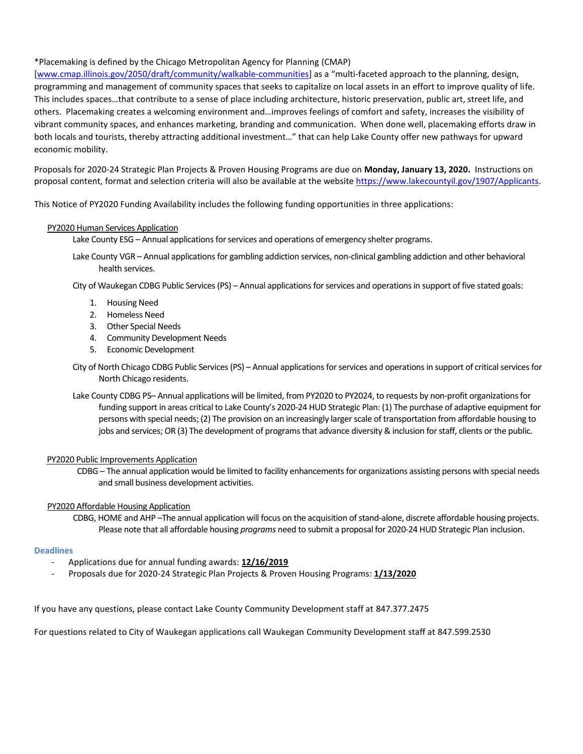*Placemaking is defined by the Chicago Metropolitan Agency for Planning (CMAP) [www.cmap.illinois.gov/2050/draft/community/walkable-communities] as a "multi-faceted approach to the planning, design, programming and management of community spaces that seeks to capitalize on local assets in an effort to improve quality of life. This includes spaces…that contribute to a sense of place including architecture, historic preservation, public art, street life, and others. Placemaking creates a welcoming environment and…improves feelings of comfort and safety, increases the visibility of vibrant community spaces, and enhances marketing, branding and communication. When done well, placemaking efforts draw in both locals and tourists, thereby attracting additional investment…" that can help Lake County offer new pathways for upward economic mobility.

Proposals for 2020-24 Strategic Plan Projects & Proven Housing Programs are due on **Monday, January 13, 2020.** Instructions on proposal content, format and selection criteria will also be available at the website https://www.lakecountyil.gov/1907/Applicants.

This Notice of PY2020 Funding Availability includes the following funding opportunities in three applications:

PY2020 Human Services Application

Lake County ESG – Annual applications for services and operations of emergency shelter programs.

Lake County VGR – Annual applications for gambling addiction services, non-clinical gambling addiction and other behavioral health services.

City of Waukegan CDBG Public Services (PS) – Annual applications for services and operations in support of five stated goals:

1. Housing Need
2. Homeless Need
3. Other Special Needs
4. Community Development Needs
5. Economic Development

City of North Chicago CDBG Public Services (PS) – Annual applications for services and operations in support of critical services for North Chicago residents.

Lake County CDBG PS– Annual applications will be limited, from PY2020 to PY2024, to requests by non-profit organizations for funding support in areas critical to Lake County's 2020-24 HUD Strategic Plan: (1) The purchase of adaptive equipment for persons with special needs; (2) The provision on an increasingly larger scale of transportation from affordable housing to jobs and services; OR (3) The development of programs that advance diversity & inclusion for staff, clients or the public.

PY2020 Public Improvements Application

CDBG – The annual application would be limited to facility enhancements for organizations assisting persons with special needs and small business development activities.

PY2020 Affordable Housing Application

CDBG, HOME and AHP –The annual application will focus on the acquisition of stand-alone, discrete affordable housing projects. Please note that all affordable housing *programs* need to submit a proposal for 2020-24 HUD Strategic Plan inclusion.

### Deadlines

- Applications due for annual funding awards: **12/16/2019**
- Proposals due for 2020-24 Strategic Plan Projects & Proven Housing Programs: **1/13/2020**

If you have any questions, please contact Lake County Community Development staff at 847.377.2475

For questions related to City of Waukegan applications call Waukegan Community Development staff at 847.599.2530